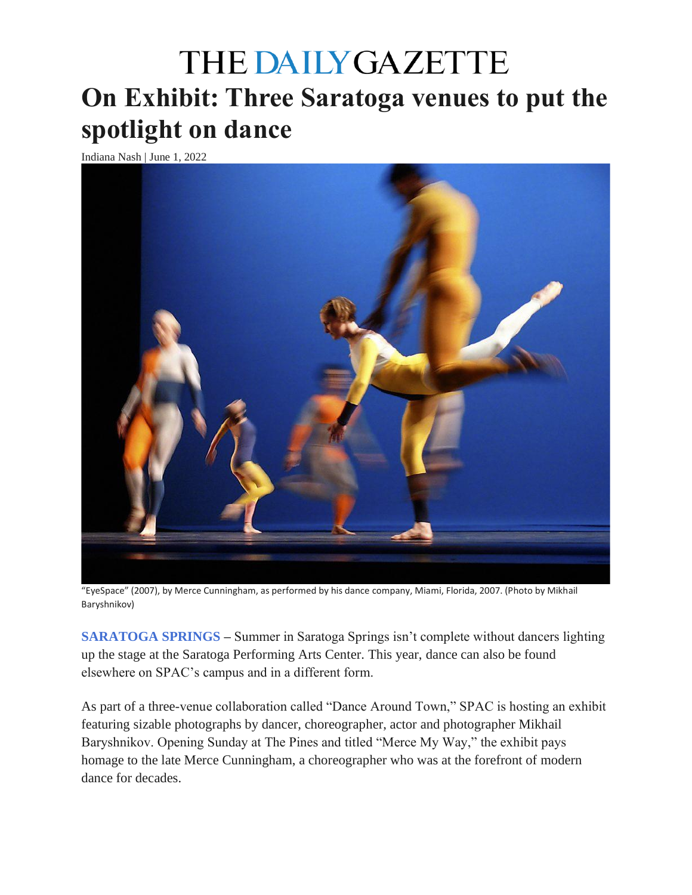# THE DAILY GAZETTE

# On Exhibit: Three Saratoga venues to put the spotlight on dance

Indiana Nash | June 1, 2022

"EyeSpace" (2007), by Merce Cunningham, as performed by his dance company, Miami, Florida, 2007. (Photo by Mikhail Baryshnikov)

**SARATOGA SPRINGS** – Summer in Saratoga Springs isn't complete without dancers lighting up the stage at the Saratoga Performing Arts Center. This year, dance can also be found elsewhere on SPAC's campus and in a different form.

As part of a three-venue collaboration called "Dance Around Town," SPAC is hosting an exhibit featuring sizable photographs by dancer, choreographer, actor and photographer Mikhail Baryshnikov. Opening Sunday at The Pines and titled "Merce My Way," the exhibit pays homage to the late Merce Cunningham, a choreographer who was at the forefront of modern dance for decades.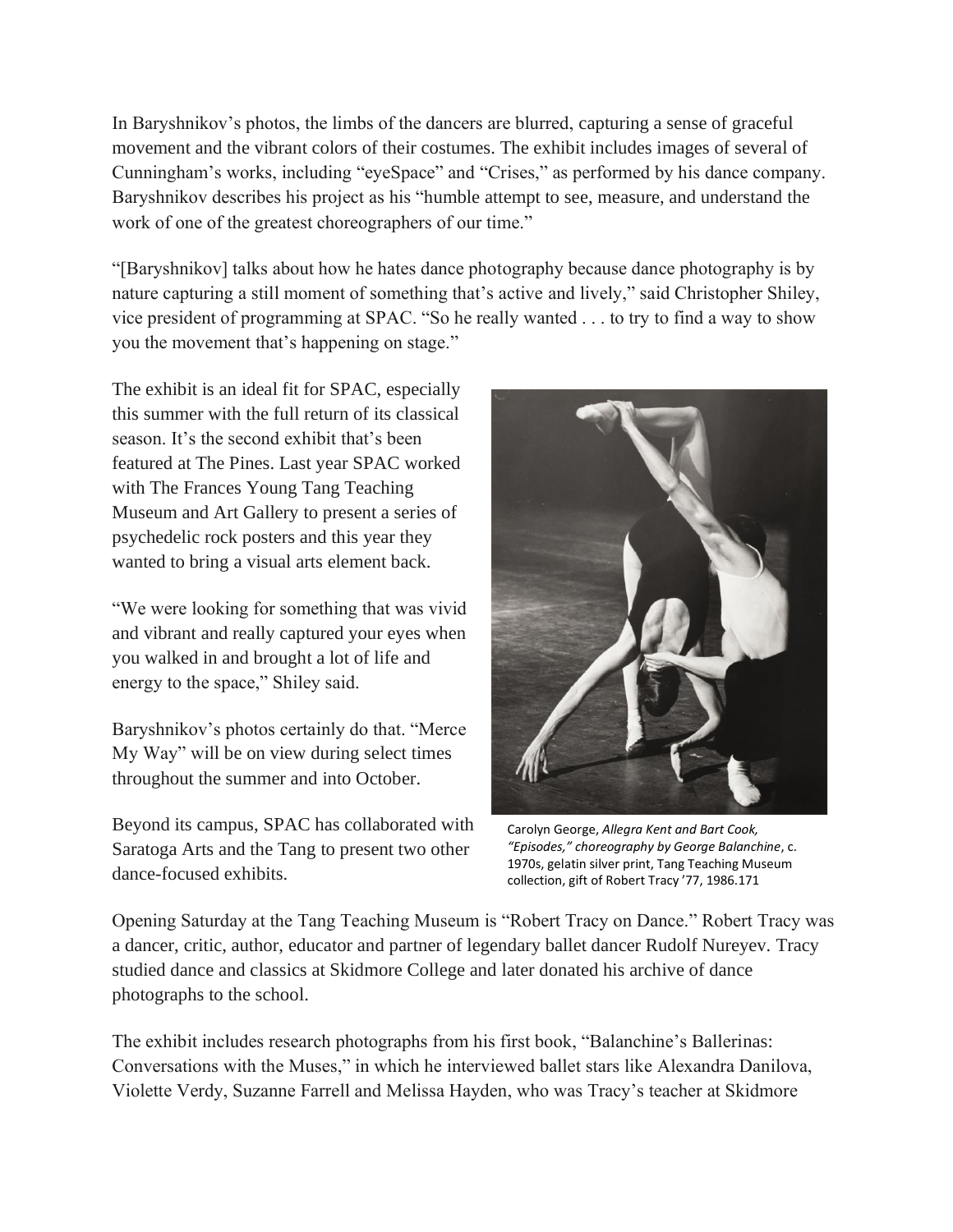In Baryshnikov's photos, the limbs of the dancers are blurred, capturing a sense of graceful movement and the vibrant colors of their costumes. The exhibit includes images of several of Cunningham's works, including "eyeSpace" and "Crises," as performed by his dance company. Baryshnikov describes his project as his "humble attempt to see, measure, and understand the work of one of the greatest choreographers of our time."

"[Baryshnikov] talks about how he hates dance photography because dance photography is by nature capturing a still moment of something that's active and lively," said Christopher Shiley, vice president of programming at SPAC. "So he really wanted . . . to try to find a way to show you the movement that's happening on stage."

The exhibit is an ideal fit for SPAC, especially this summer with the full return of its classical season. It's the second exhibit that's been featured at The Pines. Last year SPAC worked with The Frances Young Tang Teaching Museum and Art Gallery to present a series of psychedelic rock posters and this year they wanted to bring a visual arts element back.

"We were looking for something that was vivid and vibrant and really captured your eyes when you walked in and brought a lot of life and energy to the space," Shiley said.

Baryshnikov's photos certainly do that. "Merce My Way" will be on view during select times throughout the summer and into October.

Beyond its campus, SPAC has collaborated with Saratoga Arts and the Tang to present two other dance-focused exhibits.

Carolyn George, *Allegra Kent and Bart Cook, "Episodes," choreography by George Balanchine*, c. 1970s, gelatin silver print, Tang Teaching Museum collection, gift of Robert Tracy '77, 1986.171

Opening Saturday at the Tang Teaching Museum is "Robert Tracy on Dance." Robert Tracy was a dancer, critic, author, educator and partner of legendary ballet dancer Rudolf Nureyev. Tracy studied dance and classics at Skidmore College and later donated his archive of dance photographs to the school.

The exhibit includes research photographs from his first book, "Balanchine's Ballerinas: Conversations with the Muses," in which he interviewed ballet stars like Alexandra Danilova, Violette Verdy, Suzanne Farrell and Melissa Hayden, who was Tracy's teacher at Skidmore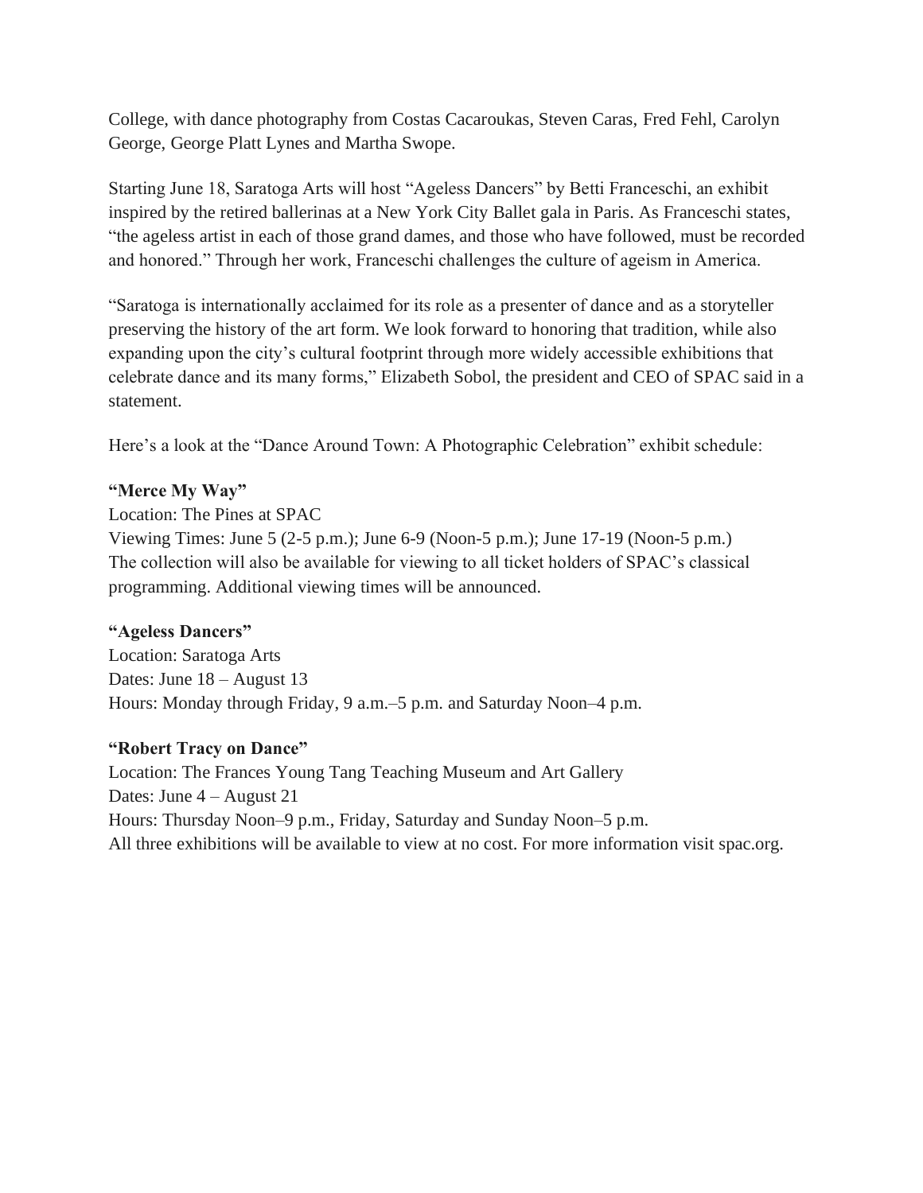College, with dance photography from Costas Cacaroukas, Steven Caras, Fred Fehl, Carolyn George, George Platt Lynes and Martha Swope.

Starting June 18, Saratoga Arts will host "Ageless Dancers" by Betti Franceschi, an exhibit inspired by the retired ballerinas at a New York City Ballet gala in Paris. As Franceschi states, "the ageless artist in each of those grand dames, and those who have followed, must be recorded and honored." Through her work, Franceschi challenges the culture of ageism in America.

"Saratoga is internationally acclaimed for its role as a presenter of dance and as a storyteller preserving the history of the art form. We look forward to honoring that tradition, while also expanding upon the city's cultural footprint through more widely accessible exhibitions that celebrate dance and its many forms," Elizabeth Sobol, the president and CEO of SPAC said in a statement.

Here's a look at the "Dance Around Town: A Photographic Celebration" exhibit schedule:

**"Merce My Way"**
Location: The Pines at SPAC
Viewing Times: June 5 (2-5 p.m.); June 6-9 (Noon-5 p.m.); June 17-19 (Noon-5 p.m.)
The collection will also be available for viewing to all ticket holders of SPAC's classical programming. Additional viewing times will be announced.

**"Ageless Dancers"**
Location: Saratoga Arts
Dates: June 18 – August 13
Hours: Monday through Friday, 9 a.m.–5 p.m. and Saturday Noon–4 p.m.

**"Robert Tracy on Dance"**
Location: The Frances Young Tang Teaching Museum and Art Gallery
Dates: June 4 – August 21
Hours: Thursday Noon–9 p.m., Friday, Saturday and Sunday Noon–5 p.m.
All three exhibitions will be available to view at no cost. For more information visit spac.org.